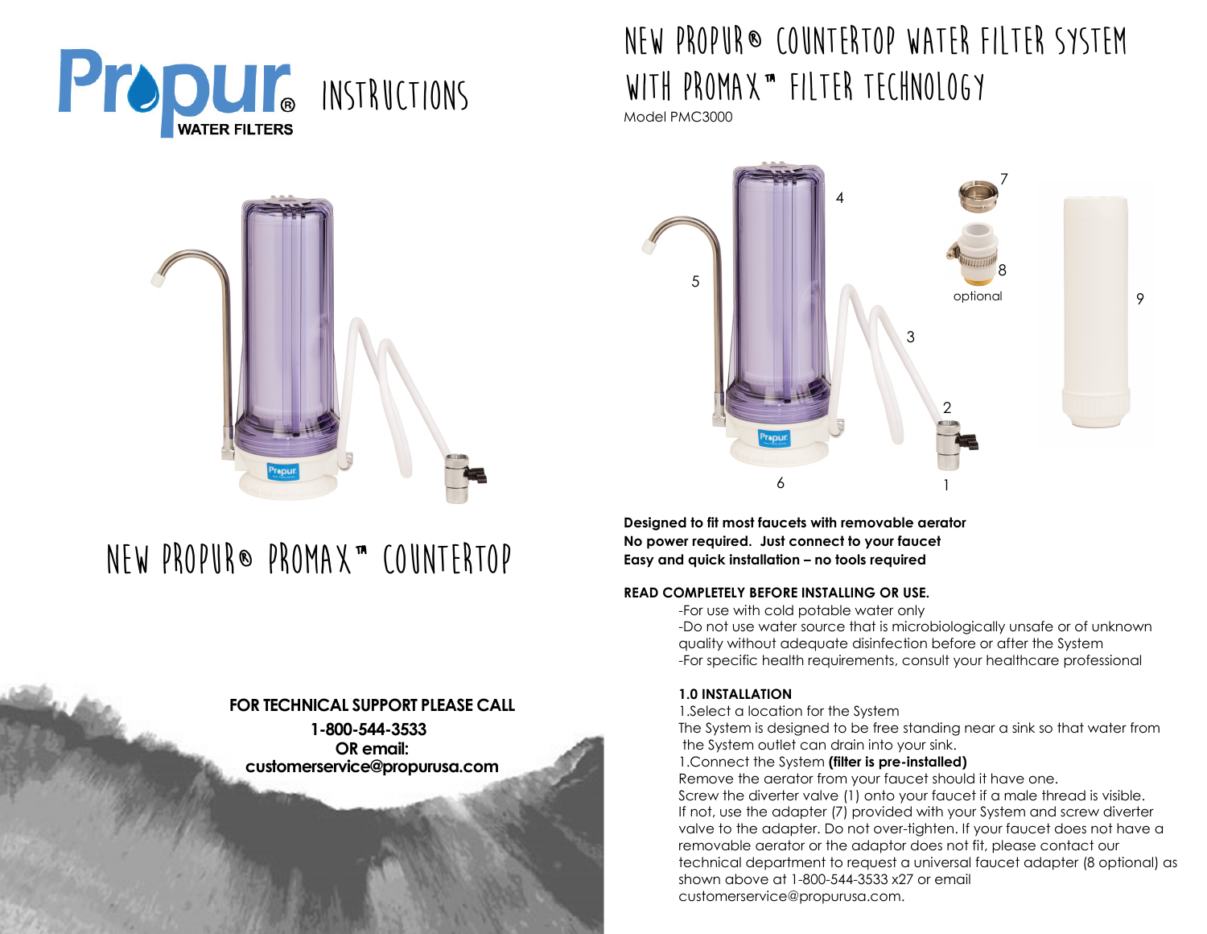Propur® WATER FILTERS

# INSTRUCTIONS

# NEW PROPUR® PROMAX™ COUNTERTOP

**FOR TECHNICAL SUPPORT PLEASE CALL**

**1-800-544-3533**

**OR email:**

**customerservice@propurusa.com**

# NEW PROPUR® COUNTERTOP WATER FILTER SYSTEM WITH PROMAX™ FILTER TECHNOLOGY

Model PMC3000

4 5 7 8 optional 9 3 2 6 1

**Designed to fit most faucets with removable aerator**
**No power required. Just connect to your faucet**
**Easy and quick installation – no tools required**

**READ COMPLETELY BEFORE INSTALLING OR USE.**

-For use with cold potable water only
-Do not use water source that is microbiologically unsafe or of unknown quality without adequate disinfection before or after the System
-For specific health requirements, consult your healthcare professional

**1.0 INSTALLATION**

1.Select a location for the System
The System is designed to be free standing near a sink so that water from the System outlet can drain into your sink.
1.Connect the System **(filter is pre-installed)**
Remove the aerator from your faucet should it have one.
Screw the diverter valve (1) onto your faucet if a male thread is visible.
If not, use the adapter (7) provided with your System and screw diverter valve to the adapter. Do not over-tighten. If your faucet does not have a removable aerator or the adaptor does not fit, please contact our technical department to request a universal faucet adapter (8 optional) as shown above at 1-800-544-3533 x27 or email customerservice@propurusa.com.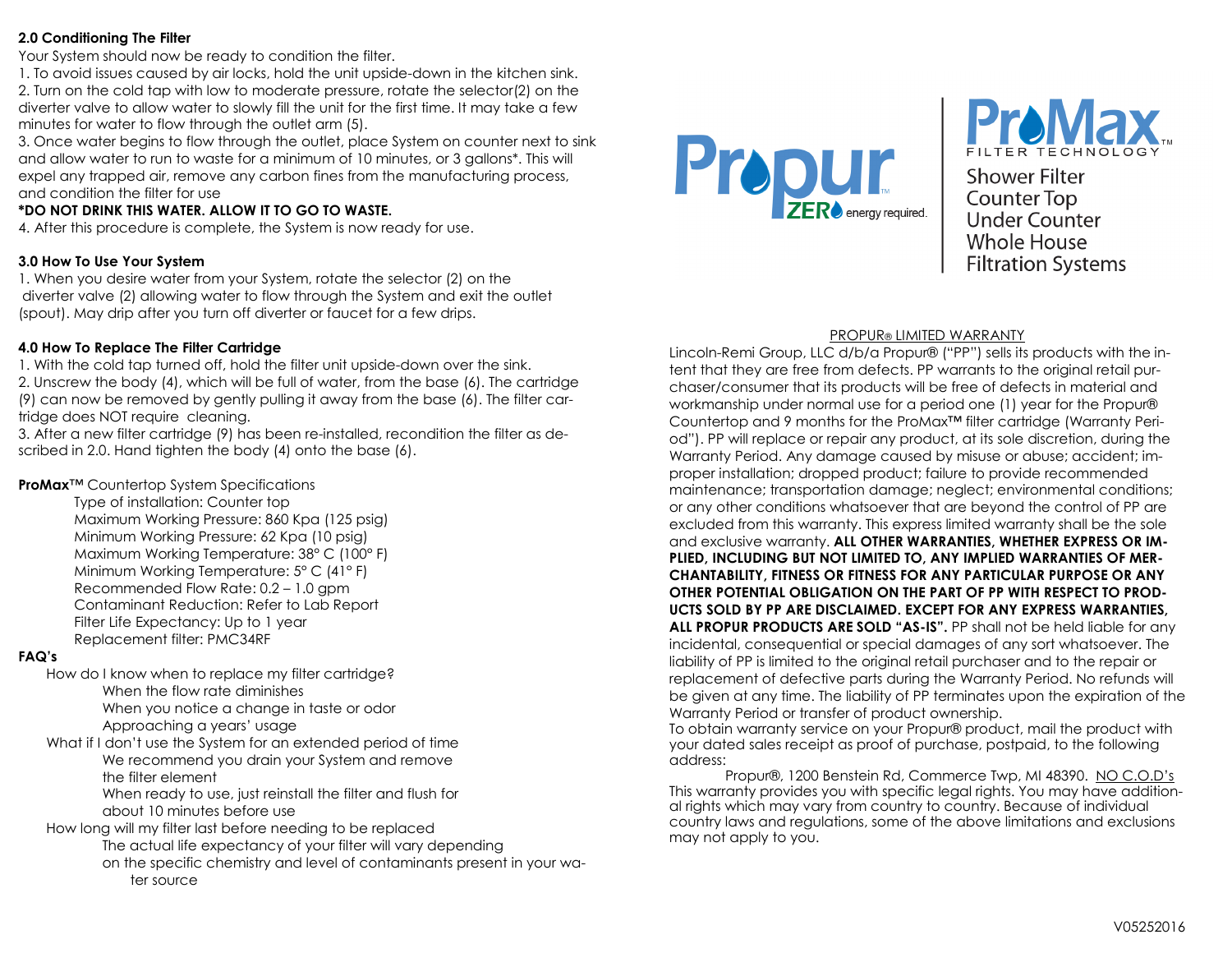**2.0 Conditioning The Filter**

Your System should now be ready to condition the filter.

1. To avoid issues caused by air locks, hold the unit upside-down in the kitchen sink.
2. Turn on the cold tap with low to moderate pressure, rotate the selector(2) on the diverter valve to allow water to slowly fill the unit for the first time. It may take a few minutes for water to flow through the outlet arm (5).
3. Once water begins to flow through the outlet, place System on counter next to sink and allow water to run to waste for a minimum of 10 minutes, or 3 gallons*. This will expel any trapped air, remove any carbon fines from the manufacturing process, and condition the filter for use

**\*DO NOT DRINK THIS WATER. ALLOW IT TO GO TO WASTE.**

4. After this procedure is complete, the System is now ready for use.

**3.0 How To Use Your System**

1. When you desire water from your System, rotate the selector (2) on the diverter valve (2) allowing water to flow through the System and exit the outlet (spout). May drip after you turn off diverter or faucet for a few drips.

**4.0 How To Replace The Filter Cartridge**

1. With the cold tap turned off, hold the filter unit upside-down over the sink.
2. Unscrew the body (4), which will be full of water, from the base (6). The cartridge (9) can now be removed by gently pulling it away from the base (6). The filter cartridge does NOT require cleaning.
3. After a new filter cartridge (9) has been re-installed, recondition the filter as described in 2.0. Hand tighten the body (4) onto the base (6).

**ProMax™** Countertop System Specifications

- Type of installation: Counter top
- Maximum Working Pressure: 860 Kpa (125 psig)
- Minimum Working Pressure: 62 Kpa (10 psig)
- Maximum Working Temperature: 38° C (100° F)
- Minimum Working Temperature: 5° C (41° F)
- Recommended Flow Rate: 0.2 – 1.0 gpm
- Contaminant Reduction: Refer to Lab Report
- Filter Life Expectancy: Up to 1 year
- Replacement filter: PMC34RF

**FAQ's**

How do I know when to replace my filter cartridge?
- When the flow rate diminishes
- When you notice a change in taste or odor
- Approaching a years' usage

What if I don't use the System for an extended period of time
- We recommend you drain your System and remove the filter element
- When ready to use, just reinstall the filter and flush for about 10 minutes before use

How long will my filter last before needing to be replaced
- The actual life expectancy of your filter will vary depending on the specific chemistry and level of contaminants present in your water source

Propur ZERO energy required.

ProMax™ FILTER TECHNOLOGY

Shower Filter
Counter Top
Under Counter
Whole House
Filtration Systems

PROPUR® LIMITED WARRANTY

Lincoln-Remi Group, LLC d/b/a Propur® ("PP") sells its products with the intent that they are free from defects. PP warrants to the original retail purchaser/consumer that its products will be free of defects in material and workmanship under normal use for a period one (1) year for the Propur® Countertop and 9 months for the ProMax™ filter cartridge (Warranty Period"). PP will replace or repair any product, at its sole discretion, during the Warranty Period. Any damage caused by misuse or abuse; accident; improper installation; dropped product; failure to provide recommended maintenance; transportation damage; neglect; environmental conditions; or any other conditions whatsoever that are beyond the control of PP are excluded from this warranty. This express limited warranty shall be the sole and exclusive warranty. **ALL OTHER WARRANTIES, WHETHER EXPRESS OR IMPLIED, INCLUDING BUT NOT LIMITED TO, ANY IMPLIED WARRANTIES OF MERCHANTABILITY, FITNESS OR FITNESS FOR ANY PARTICULAR PURPOSE OR ANY OTHER POTENTIAL OBLIGATION ON THE PART OF PP WITH RESPECT TO PRODUCTS SOLD BY PP ARE DISCLAIMED. EXCEPT FOR ANY EXPRESS WARRANTIES, ALL PROPUR PRODUCTS ARE SOLD "AS-IS".** PP shall not be held liable for any incidental, consequential or special damages of any sort whatsoever. The liability of PP is limited to the original retail purchaser and to the repair or replacement of defective parts during the Warranty Period. No refunds will be given at any time. The liability of PP terminates upon the expiration of the Warranty Period or transfer of product ownership.

To obtain warranty service on your Propur® product, mail the product with your dated sales receipt as proof of purchase, postpaid, to the following address:

Propur®, 1200 Benstein Rd, Commerce Twp, MI 48390. NO C.O.D's

This warranty provides you with specific legal rights. You may have additional rights which may vary from country to country. Because of individual country laws and regulations, some of the above limitations and exclusions may not apply to you.

V05252016